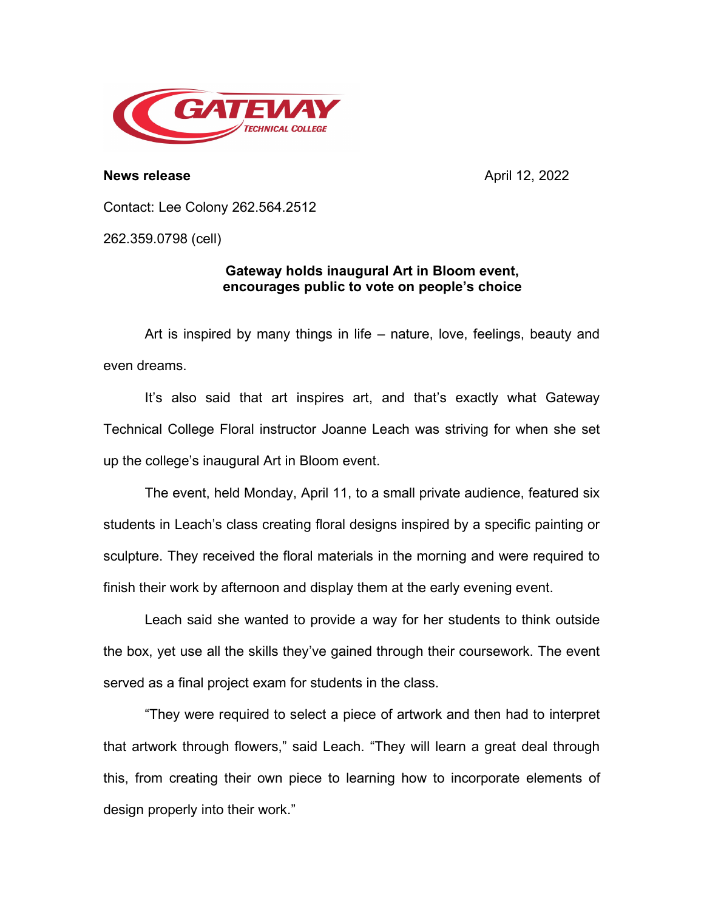**News release** April 12, 2022

Contact: Lee Colony 262.564.2512

262.359.0798 (cell)

## Gateway holds inaugural Art in Bloom event, encourages public to vote on people's choice

Art is inspired by many things in life – nature, love, feelings, beauty and even dreams.

It's also said that art inspires art, and that's exactly what Gateway Technical College Floral instructor Joanne Leach was striving for when she set up the college's inaugural Art in Bloom event.

The event, held Monday, April 11, to a small private audience, featured six students in Leach's class creating floral designs inspired by a specific painting or sculpture. They received the floral materials in the morning and were required to finish their work by afternoon and display them at the early evening event.

Leach said she wanted to provide a way for her students to think outside the box, yet use all the skills they've gained through their coursework. The event served as a final project exam for students in the class.

"They were required to select a piece of artwork and then had to interpret that artwork through flowers," said Leach. "They will learn a great deal through this, from creating their own piece to learning how to incorporate elements of design properly into their work."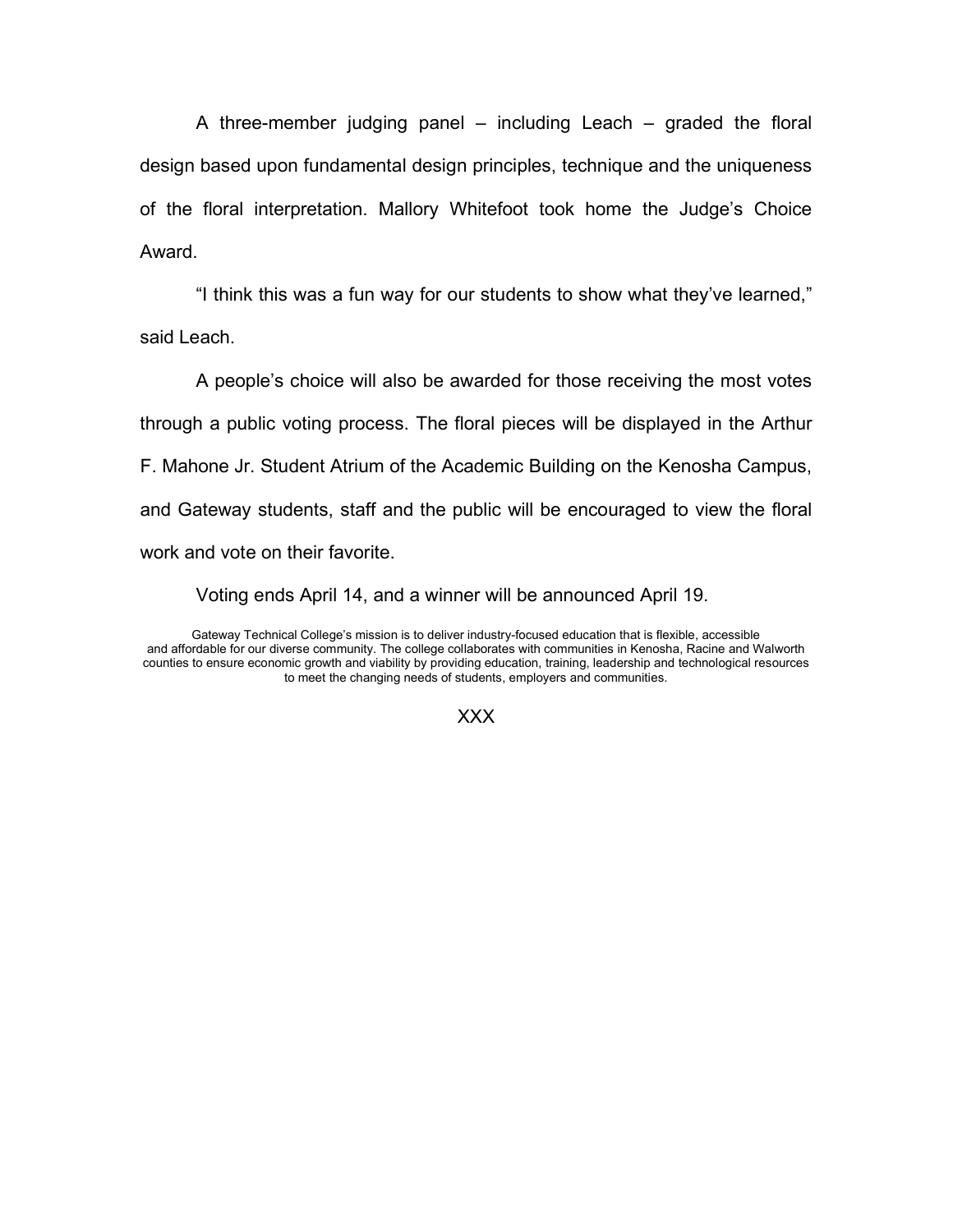A three-member judging panel – including Leach – graded the floral design based upon fundamental design principles, technique and the uniqueness of the floral interpretation. Mallory Whitefoot took home the Judge's Choice Award.

"I think this was a fun way for our students to show what they've learned," said Leach.

A people's choice will also be awarded for those receiving the most votes through a public voting process. The floral pieces will be displayed in the Arthur F. Mahone Jr. Student Atrium of the Academic Building on the Kenosha Campus, and Gateway students, staff and the public will be encouraged to view the floral work and vote on their favorite.

Voting ends April 14, and a winner will be announced April 19.

Gateway Technical College's mission is to deliver industry-focused education that is flexible, accessible and affordable for our diverse community. The college collaborates with communities in Kenosha, Racine and Walworth counties to ensure economic growth and viability by providing education, training, leadership and technological resources to meet the changing needs of students, employers and communities.

XXX